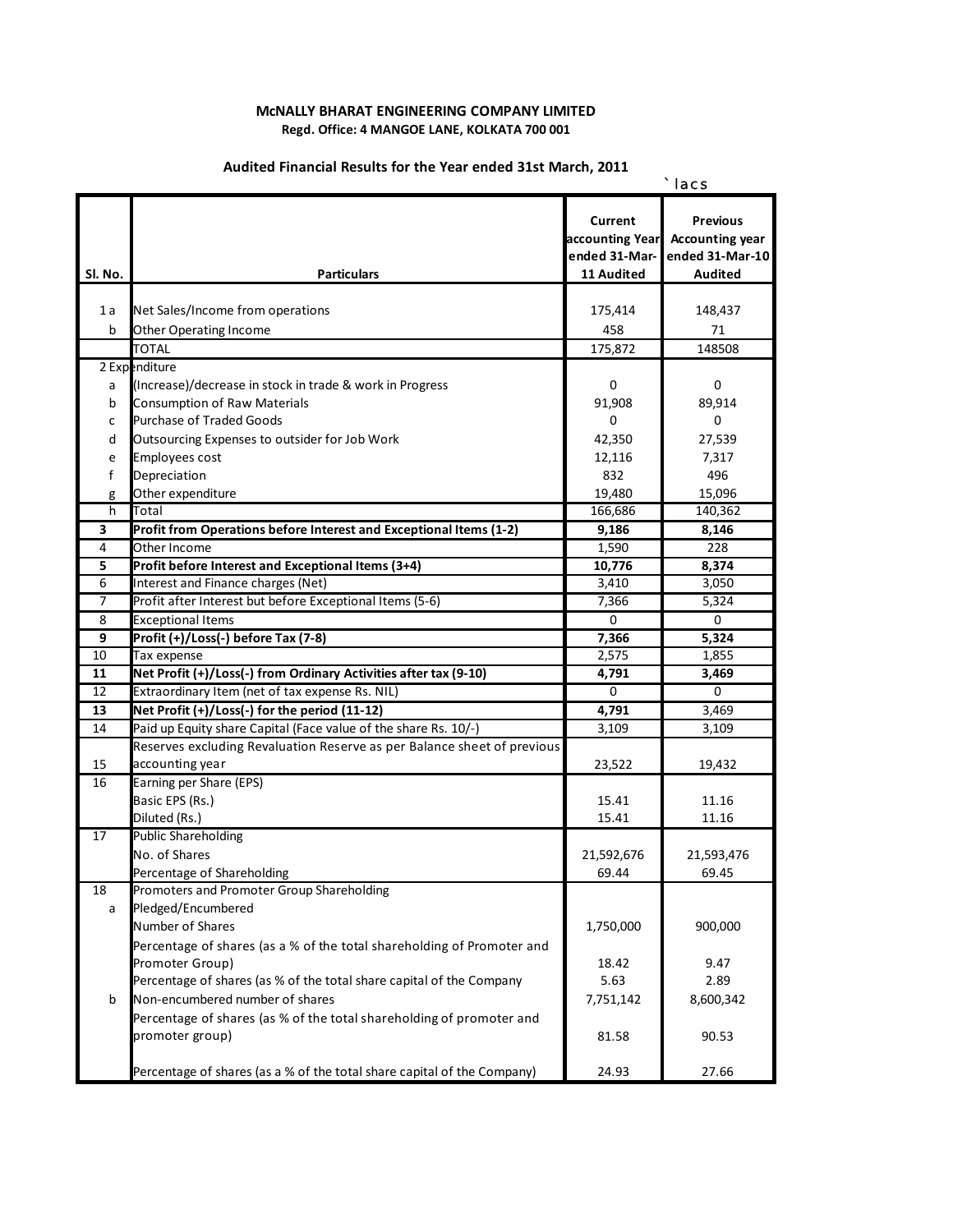**McNALLY BHARAT ENGINEERING COMPANY LIMITED**
**Regd. Office: 4 MANGOE LANE, KOLKATA 700 001**

**Audited Financial Results for the Year ended 31st March, 2011**

` lacs

| Sl. No. | Particulars | Current accounting Year ended 31-Mar-11 Audited | Previous Accounting year ended 31-Mar-10 Audited |
|---|---|---|---|
| 1 a | Net Sales/Income from operations | 175,414 | 148,437 |
| b | Other Operating Income | 458 | 71 |
| | TOTAL | 175,872 | 148508 |
| 2 | Expenditure | | |
| a | (Increase)/decrease in stock in trade & work in Progress | 0 | 0 |
| b | Consumption of Raw Materials | 91,908 | 89,914 |
| c | Purchase of Traded Goods | 0 | 0 |
| d | Outsourcing Expenses to outsider for Job Work | 42,350 | 27,539 |
| e | Employees cost | 12,116 | 7,317 |
| f | Depreciation | 832 | 496 |
| g | Other expenditure | 19,480 | 15,096 |
| h | Total | 166,686 | 140,362 |
| **3** | **Profit from Operations before Interest and Exceptional Items (1-2)** | **9,186** | **8,146** |
| 4 | Other Income | 1,590 | 228 |
| **5** | **Profit before Interest and Exceptional Items (3+4)** | **10,776** | **8,374** |
| 6 | Interest and Finance charges (Net) | 3,410 | 3,050 |
| 7 | Profit after Interest but before Exceptional Items (5-6) | 7,366 | 5,324 |
| 8 | Exceptional Items | 0 | 0 |
| **9** | **Profit (+)/Loss(-) before Tax (7-8)** | **7,366** | **5,324** |
| 10 | Tax expense | 2,575 | 1,855 |
| **11** | **Net Profit (+)/Loss(-) from Ordinary Activities after tax (9-10)** | **4,791** | **3,469** |
| 12 | Extraordinary Item (net of tax expense Rs. NIL) | 0 | 0 |
| **13** | **Net Profit (+)/Loss(-) for the period (11-12)** | **4,791** | 3,469 |
| 14 | Paid up Equity share Capital (Face value of the share Rs. 10/-) | 3,109 | 3,109 |
| 15 | Reserves excluding Revaluation Reserve as per Balance sheet of previous accounting year | 23,522 | 19,432 |
| 16 | Earning per Share (EPS) | | |
| | Basic EPS (Rs.) | 15.41 | 11.16 |
| | Diluted (Rs.) | 15.41 | 11.16 |
| 17 | Public Shareholding | | |
| | No. of Shares | 21,592,676 | 21,593,476 |
| | Percentage of Shareholding | 69.44 | 69.45 |
| 18 | Promoters and Promoter Group Shareholding | | |
| a | Pledged/Encumbered | | |
| | Number of Shares | 1,750,000 | 900,000 |
| | Percentage of shares (as a % of the total shareholding of Promoter and Promoter Group) | 18.42 | 9.47 |
| | Percentage of shares (as % of the total share capital of the Company | 5.63 | 2.89 |
| b | Non-encumbered number of shares | 7,751,142 | 8,600,342 |
| | Percentage of shares (as % of the total shareholding of promoter and promoter group) | 81.58 | 90.53 |
| | Percentage of shares (as a % of the total share capital of the Company) | 24.93 | 27.66 |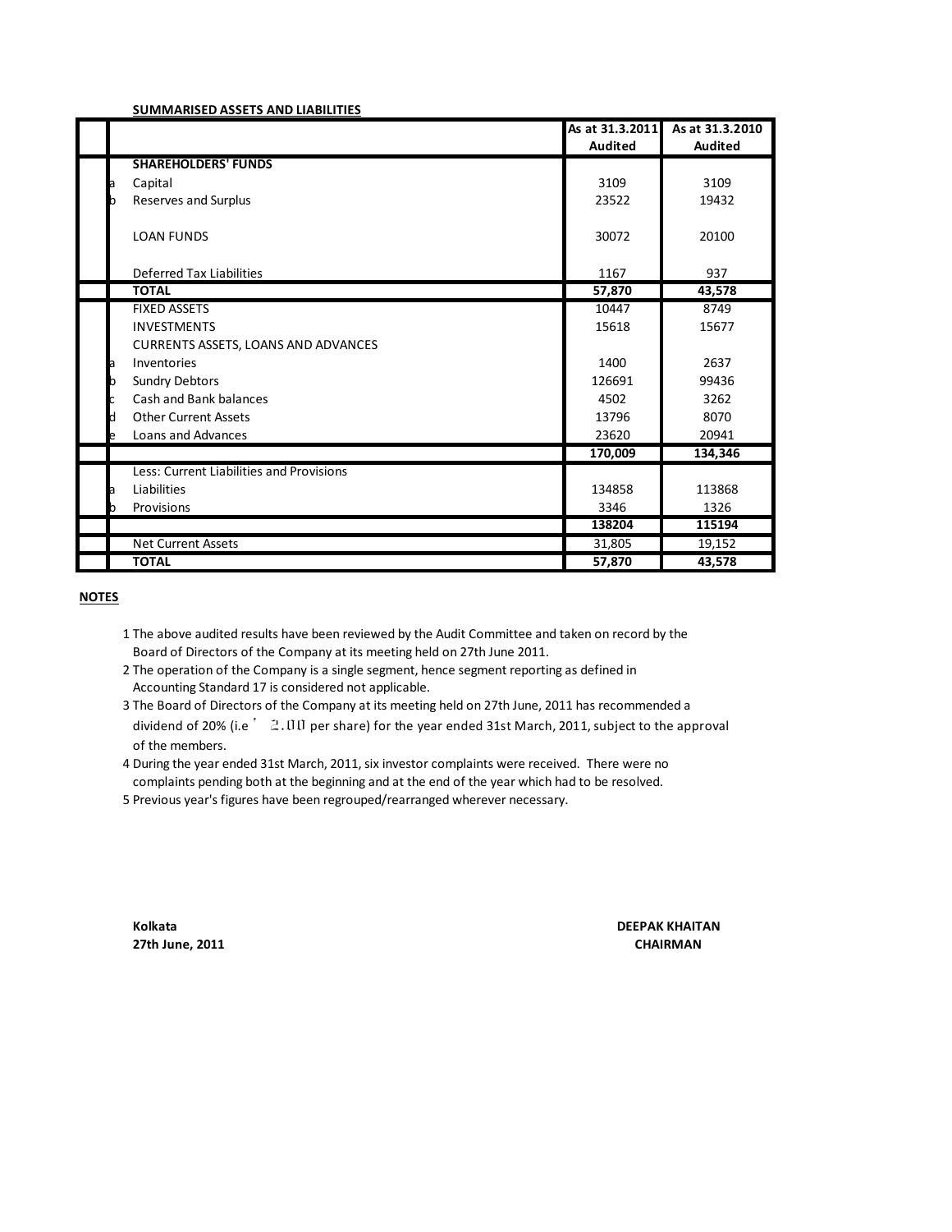**SUMMARISED ASSETS AND LIABILITIES**

| | | As at 31.3.2011 Audited | As at 31.3.2010 Audited |
|---|---|---|---|
| | **SHAREHOLDERS' FUNDS** | | |
| a | Capital | 3109 | 3109 |
| b | Reserves and Surplus | 23522 | 19432 |
| | LOAN FUNDS | 30072 | 20100 |
| | Deferred Tax Liabilities | 1167 | 937 |
| | **TOTAL** | **57,870** | **43,578** |
| | FIXED ASSETS | 10447 | 8749 |
| | INVESTMENTS | 15618 | 15677 |
| | CURRENTS ASSETS, LOANS AND ADVANCES | | |
| a | Inventories | 1400 | 2637 |
| b | Sundry Debtors | 126691 | 99436 |
| c | Cash and Bank balances | 4502 | 3262 |
| d | Other Current Assets | 13796 | 8070 |
| e | Loans and Advances | 23620 | 20941 |
| | | **170,009** | **134,346** |
| | Less: Current Liabilities and Provisions | | |
| a | Liabilities | 134858 | 113868 |
| b | Provisions | 3346 | 1326 |
| | | **138204** | **115194** |
| | Net Current Assets | 31,805 | 19,152 |
| | **TOTAL** | **57,870** | **43,578** |

**NOTES**

1. The above audited results have been reviewed by the Audit Committee and taken on record by the Board of Directors of the Company at its meeting held on 27th June 2011.
2. The operation of the Company is a single segment, hence segment reporting as defined in Accounting Standard 17 is considered not applicable.
3. The Board of Directors of the Company at its meeting held on 27th June, 2011 has recommended a dividend of 20% (i.e ` 2.00 per share) for the year ended 31st March, 2011, subject to the approval of the members.
4. During the year ended 31st March, 2011, six investor complaints were received. There were no complaints pending both at the beginning and at the end of the year which had to be resolved.
5. Previous year's figures have been regrouped/rearranged wherever necessary.

**Kolkata**
**27th June, 2011**

**DEEPAK KHAITAN**
**CHAIRMAN**